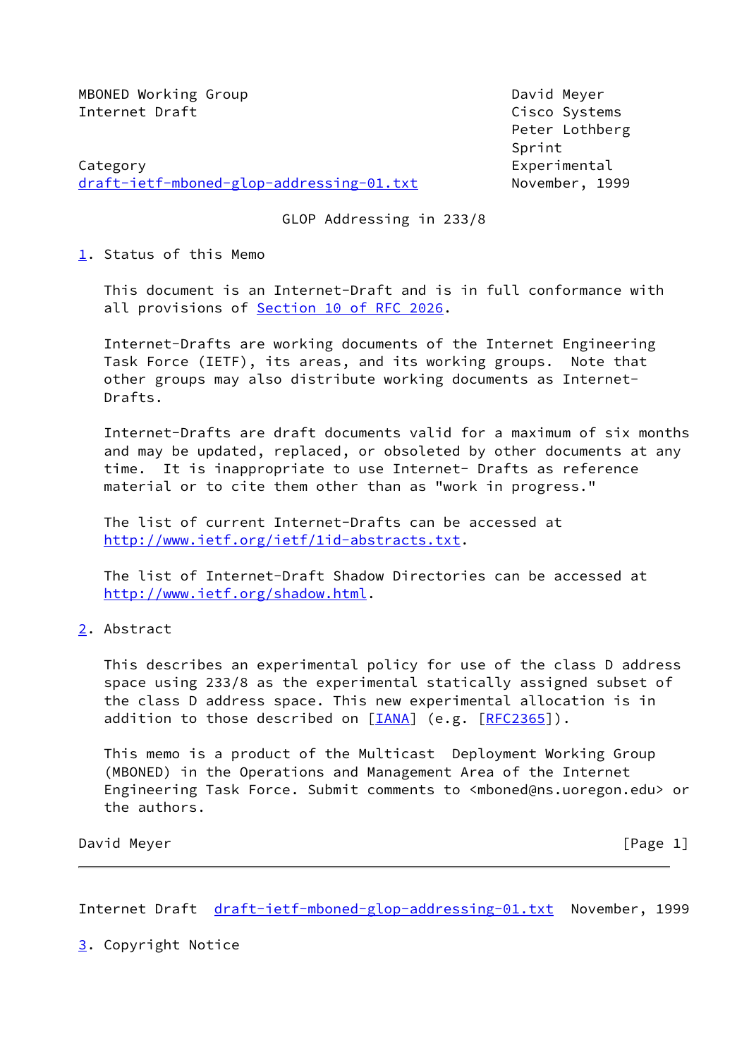MBONED Working Group                                    David Meyer
Internet Draft                                          Cisco Systems
                                                        Peter Lothberg
                                                        Sprint
Category                                                Experimental
draft-ietf-mboned-glop-addressing-01.txt                November, 1999

# GLOP Addressing in 233/8

## 1. Status of this Memo

This document is an Internet-Draft and is in full conformance with all provisions of Section 10 of RFC 2026.

Internet-Drafts are working documents of the Internet Engineering Task Force (IETF), its areas, and its working groups. Note that other groups may also distribute working documents as Internet-Drafts.

Internet-Drafts are draft documents valid for a maximum of six months and may be updated, replaced, or obsoleted by other documents at any time. It is inappropriate to use Internet- Drafts as reference material or to cite them other than as "work in progress."

The list of current Internet-Drafts can be accessed at http://www.ietf.org/ietf/1id-abstracts.txt.

The list of Internet-Draft Shadow Directories can be accessed at http://www.ietf.org/shadow.html.

## 2. Abstract

This describes an experimental policy for use of the class D address space using 233/8 as the experimental statically assigned subset of the class D address space. This new experimental allocation is in addition to those described on [IANA] (e.g. [RFC2365]).

This memo is a product of the Multicast Deployment Working Group (MBONED) in the Operations and Management Area of the Internet Engineering Task Force. Submit comments to <mboned@ns.uoregon.edu> or the authors.

## 3. Copyright Notice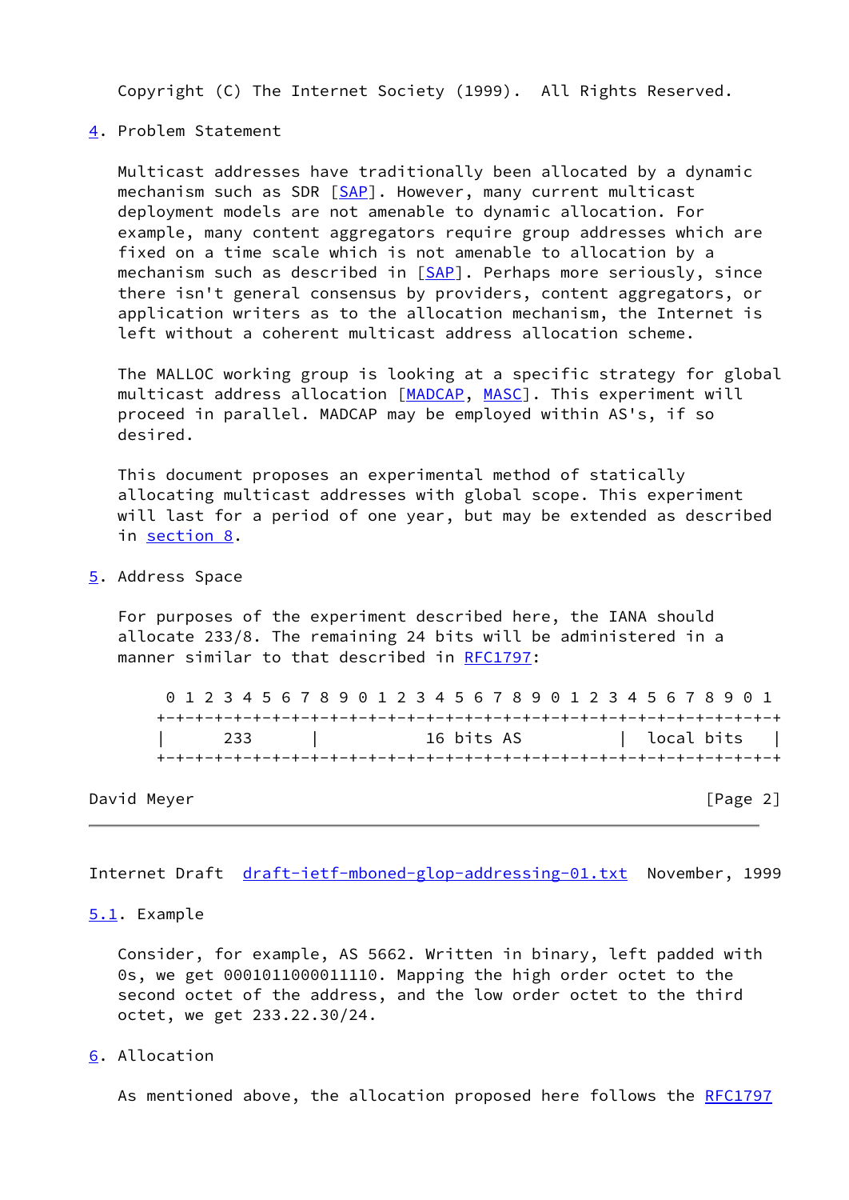Copyright (C) The Internet Society (1999). All Rights Reserved.

## 4. Problem Statement

Multicast addresses have traditionally been allocated by a dynamic mechanism such as SDR [SAP]. However, many current multicast deployment models are not amenable to dynamic allocation. For example, many content aggregators require group addresses which are fixed on a time scale which is not amenable to allocation by a mechanism such as described in [SAP]. Perhaps more seriously, since there isn't general consensus by providers, content aggregators, or application writers as to the allocation mechanism, the Internet is left without a coherent multicast address allocation scheme.

The MALLOC working group is looking at a specific strategy for global multicast address allocation [MADCAP, MASC]. This experiment will proceed in parallel. MADCAP may be employed within AS's, if so desired.

This document proposes an experimental method of statically allocating multicast addresses with global scope. This experiment will last for a period of one year, but may be extended as described in section 8.

## 5. Address Space

For purposes of the experiment described here, the IANA should allocate 233/8. The remaining 24 bits will be administered in a manner similar to that described in RFC1797:

```
 0 1 2 3 4 5 6 7 8 9 0 1 2 3 4 5 6 7 8 9 0 1 2 3 4 5 6 7 8 9 0 1
+-+-+-+-+-+-+-+-+-+-+-+-+-+-+-+-+-+-+-+-+-+-+-+-+-+-+-+-+-+-+-+-+
|      233      |           16 bits AS          |  local bits   |
+-+-+-+-+-+-+-+-+-+-+-+-+-+-+-+-+-+-+-+-+-+-+-+-+-+-+-+-+-+-+-+-+
```

### 5.1. Example

Consider, for example, AS 5662. Written in binary, left padded with 0s, we get 0001011000011110. Mapping the high order octet to the second octet of the address, and the low order octet to the third octet, we get 233.22.30/24.

## 6. Allocation

As mentioned above, the allocation proposed here follows the RFC1797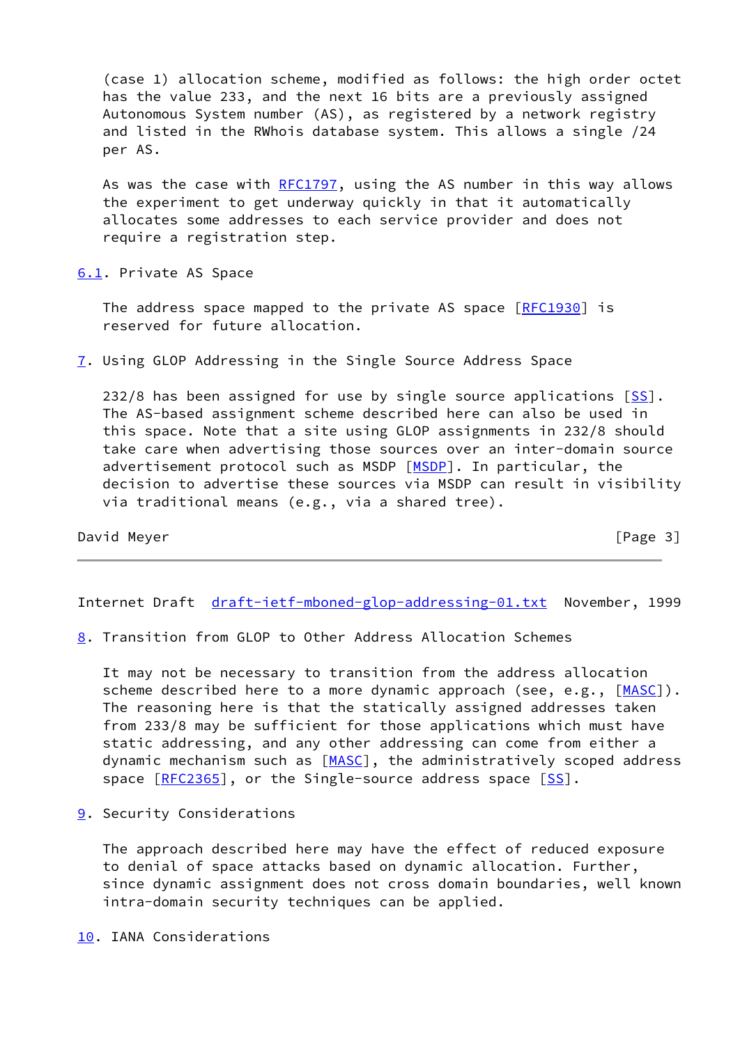(case 1) allocation scheme, modified as follows: the high order octet has the value 233, and the next 16 bits are a previously assigned Autonomous System number (AS), as registered by a network registry and listed in the RWhois database system. This allows a single /24 per AS.

As was the case with RFC1797, using the AS number in this way allows the experiment to get underway quickly in that it automatically allocates some addresses to each service provider and does not require a registration step.

### 6.1. Private AS Space

The address space mapped to the private AS space [RFC1930] is reserved for future allocation.

## 7. Using GLOP Addressing in the Single Source Address Space

232/8 has been assigned for use by single source applications [SS]. The AS-based assignment scheme described here can also be used in this space. Note that a site using GLOP assignments in 232/8 should take care when advertising those sources over an inter-domain source advertisement protocol such as MSDP [MSDP]. In particular, the decision to advertise these sources via MSDP can result in visibility via traditional means (e.g., via a shared tree).

## 8. Transition from GLOP to Other Address Allocation Schemes

It may not be necessary to transition from the address allocation scheme described here to a more dynamic approach (see, e.g., [MASC]). The reasoning here is that the statically assigned addresses taken from 233/8 may be sufficient for those applications which must have static addressing, and any other addressing can come from either a dynamic mechanism such as [MASC], the administratively scoped address space [RFC2365], or the Single-source address space [SS].

## 9. Security Considerations

The approach described here may have the effect of reduced exposure to denial of space attacks based on dynamic allocation. Further, since dynamic assignment does not cross domain boundaries, well known intra-domain security techniques can be applied.

## 10. IANA Considerations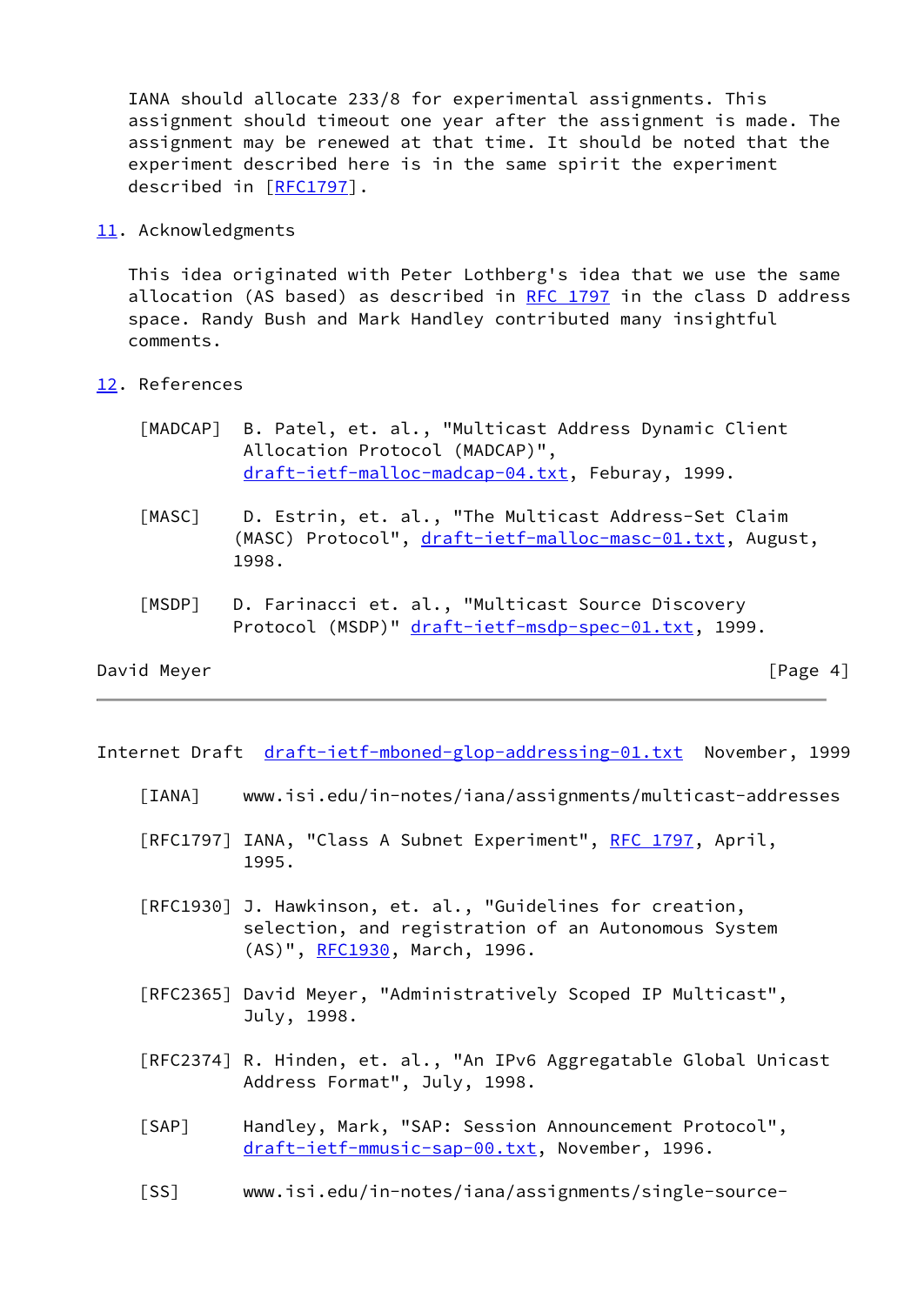IANA should allocate 233/8 for experimental assignments. This assignment should timeout one year after the assignment is made. The assignment may be renewed at that time. It should be noted that the experiment described here is in the same spirit the experiment described in [RFC1797].

## 11. Acknowledgments

This idea originated with Peter Lothberg's idea that we use the same allocation (AS based) as described in RFC 1797 in the class D address space. Randy Bush and Mark Handley contributed many insightful comments.

## 12. References

[MADCAP] B. Patel, et. al., "Multicast Address Dynamic Client Allocation Protocol (MADCAP)", draft-ietf-malloc-madcap-04.txt, Feburay, 1999.

[MASC] D. Estrin, et. al., "The Multicast Address-Set Claim (MASC) Protocol", draft-ietf-malloc-masc-01.txt, August, 1998.

[MSDP] D. Farinacci et. al., "Multicast Source Discovery Protocol (MSDP)" draft-ietf-msdp-spec-01.txt, 1999.

[IANA] www.isi.edu/in-notes/iana/assignments/multicast-addresses

[RFC1797] IANA, "Class A Subnet Experiment", RFC 1797, April, 1995.

[RFC1930] J. Hawkinson, et. al., "Guidelines for creation, selection, and registration of an Autonomous System (AS)", RFC1930, March, 1996.

[RFC2365] David Meyer, "Administratively Scoped IP Multicast", July, 1998.

[RFC2374] R. Hinden, et. al., "An IPv6 Aggregatable Global Unicast Address Format", July, 1998.

[SAP] Handley, Mark, "SAP: Session Announcement Protocol", draft-ietf-mmusic-sap-00.txt, November, 1996.

[SS] www.isi.edu/in-notes/iana/assignments/single-source-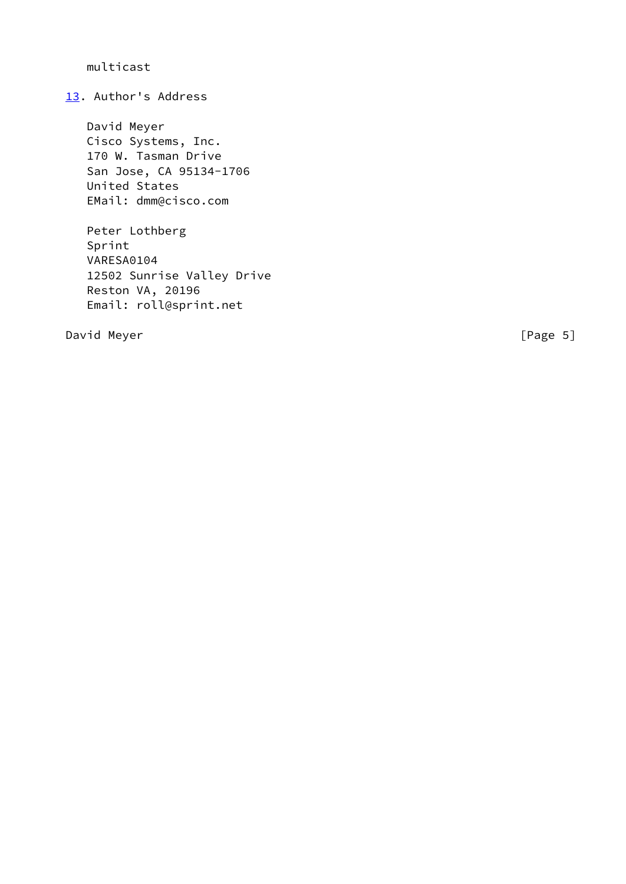multicast

## 13. Author's Address

David Meyer
Cisco Systems, Inc.
170 W. Tasman Drive
San Jose, CA 95134-1706
United States
EMail: dmm@cisco.com

Peter Lothberg
Sprint
VARESA0104
12502 Sunrise Valley Drive
Reston VA, 20196
Email: roll@sprint.net